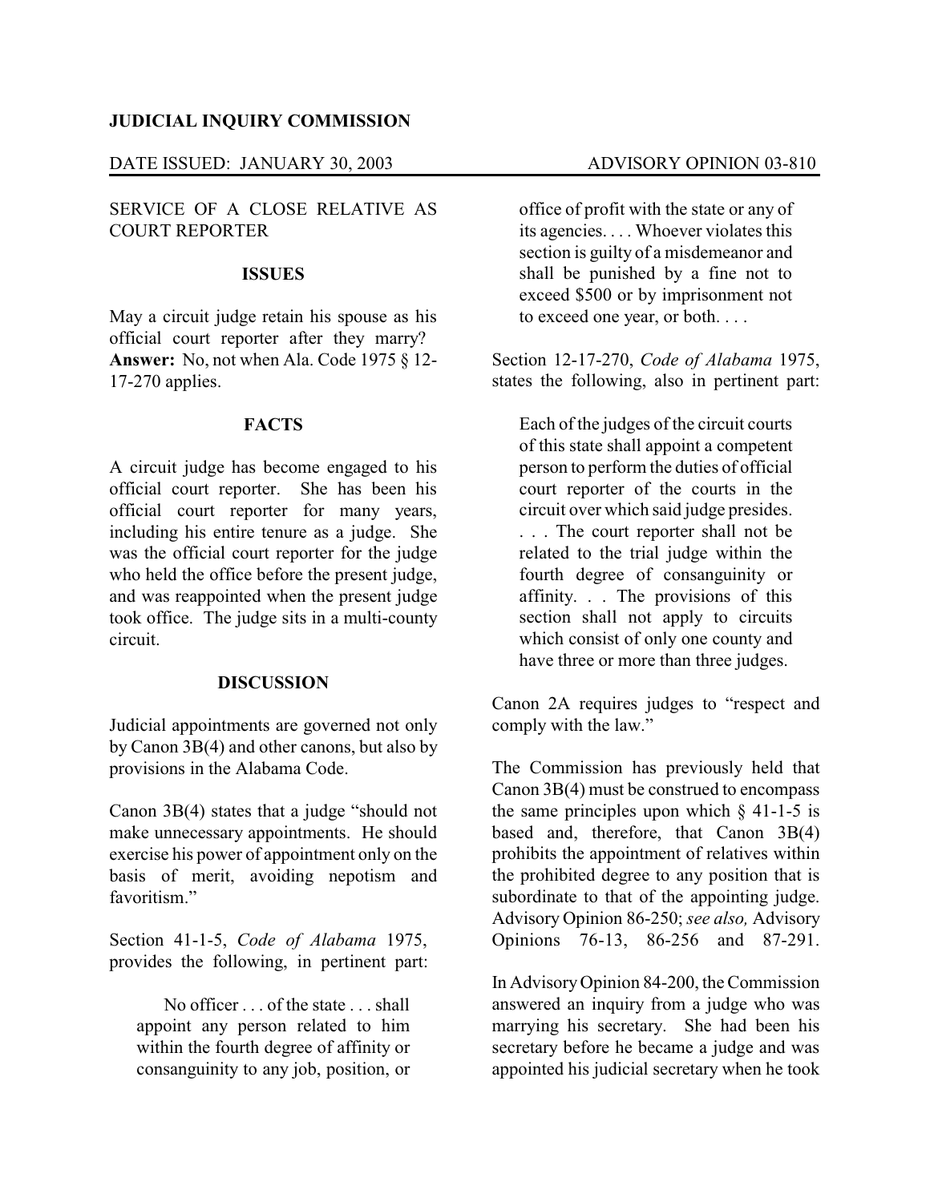**JUDICIAL INQUIRY COMMISSION**

DATE ISSUED: JANUARY 30, 2003 ADVISORY OPINION 03-810

SERVICE OF A CLOSE RELATIVE AS COURT REPORTER

## ISSUES

May a circuit judge retain his spouse as his official court reporter after they marry? **Answer:** No, not when Ala. Code 1975 § 12-17-270 applies.

## FACTS

A circuit judge has become engaged to his official court reporter. She has been his official court reporter for many years, including his entire tenure as a judge. She was the official court reporter for the judge who held the office before the present judge, and was reappointed when the present judge took office. The judge sits in a multi-county circuit.

## DISCUSSION

Judicial appointments are governed not only by Canon 3B(4) and other canons, but also by provisions in the Alabama Code.

Canon 3B(4) states that a judge "should not make unnecessary appointments. He should exercise his power of appointment only on the basis of merit, avoiding nepotism and favoritism."

Section 41-1-5, *Code of Alabama* 1975, provides the following, in pertinent part:

> No officer . . . of the state . . . shall appoint any person related to him within the fourth degree of affinity or consanguinity to any job, position, or office of profit with the state or any of its agencies. . . . Whoever violates this section is guilty of a misdemeanor and shall be punished by a fine not to exceed $500 or by imprisonment not to exceed one year, or both. . . .

Section 12-17-270, *Code of Alabama* 1975, states the following, also in pertinent part:

> Each of the judges of the circuit courts of this state shall appoint a competent person to perform the duties of official court reporter of the courts in the circuit over which said judge presides. . . . The court reporter shall not be related to the trial judge within the fourth degree of consanguinity or affinity. . . The provisions of this section shall not apply to circuits which consist of only one county and have three or more than three judges.

Canon 2A requires judges to "respect and comply with the law."

The Commission has previously held that Canon 3B(4) must be construed to encompass the same principles upon which § 41-1-5 is based and, therefore, that Canon 3B(4) prohibits the appointment of relatives within the prohibited degree to any position that is subordinate to that of the appointing judge. Advisory Opinion 86-250; *see also,* Advisory Opinions 76-13, 86-256 and 87-291.

In Advisory Opinion 84-200, the Commission answered an inquiry from a judge who was marrying his secretary. She had been his secretary before he became a judge and was appointed his judicial secretary when he took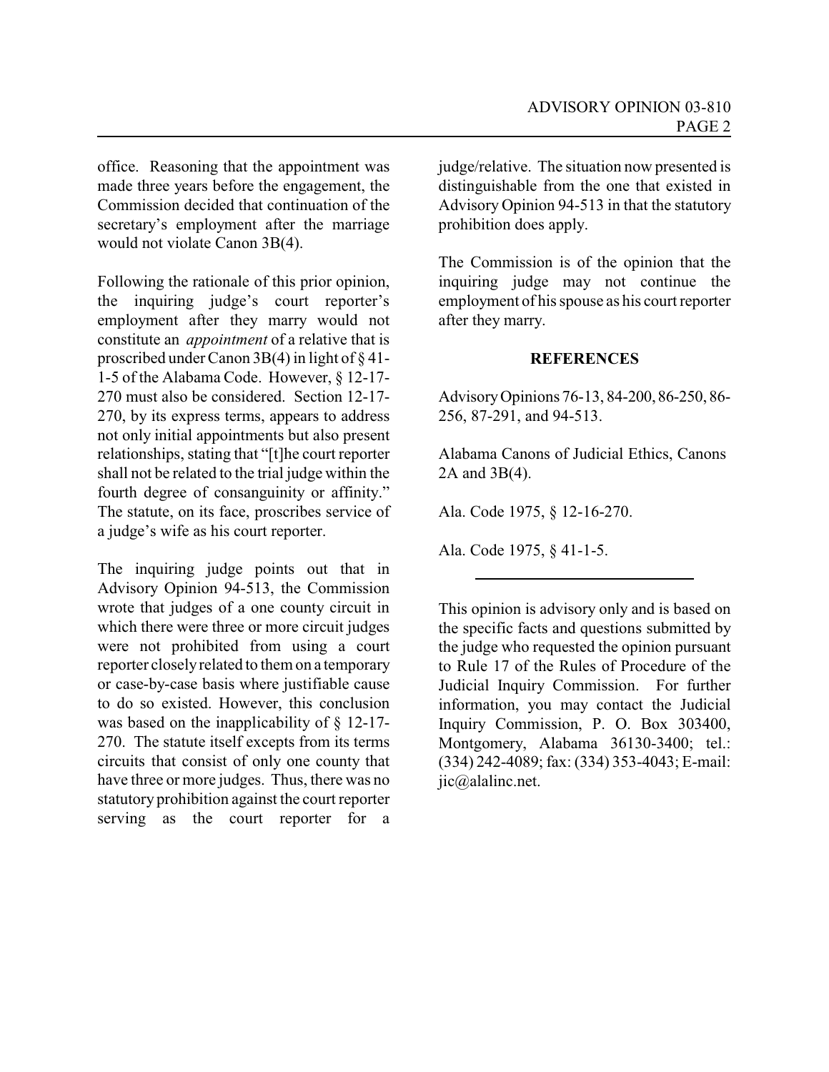office. Reasoning that the appointment was made three years before the engagement, the Commission decided that continuation of the secretary's employment after the marriage would not violate Canon 3B(4).

Following the rationale of this prior opinion, the inquiring judge's court reporter's employment after they marry would not constitute an *appointment* of a relative that is proscribed under Canon 3B(4) in light of § 41-1-5 of the Alabama Code. However, § 12-17-270 must also be considered. Section 12-17-270, by its express terms, appears to address not only initial appointments but also present relationships, stating that "[t]he court reporter shall not be related to the trial judge within the fourth degree of consanguinity or affinity." The statute, on its face, proscribes service of a judge's wife as his court reporter.

The inquiring judge points out that in Advisory Opinion 94-513, the Commission wrote that judges of a one county circuit in which there were three or more circuit judges were not prohibited from using a court reporter closely related to them on a temporary or case-by-case basis where justifiable cause to do so existed. However, this conclusion was based on the inapplicability of § 12-17-270. The statute itself excepts from its terms circuits that consist of only one county that have three or more judges. Thus, there was no statutory prohibition against the court reporter serving as the court reporter for a judge/relative. The situation now presented is distinguishable from the one that existed in Advisory Opinion 94-513 in that the statutory prohibition does apply.

The Commission is of the opinion that the inquiring judge may not continue the employment of his spouse as his court reporter after they marry.

**REFERENCES**

Advisory Opinions 76-13, 84-200, 86-250, 86-256, 87-291, and 94-513.

Alabama Canons of Judicial Ethics, Canons 2A and 3B(4).

Ala. Code 1975, § 12-16-270.

Ala. Code 1975, § 41-1-5.

---

This opinion is advisory only and is based on the specific facts and questions submitted by the judge who requested the opinion pursuant to Rule 17 of the Rules of Procedure of the Judicial Inquiry Commission. For further information, you may contact the Judicial Inquiry Commission, P. O. Box 303400, Montgomery, Alabama 36130-3400; tel.: (334) 242-4089; fax: (334) 353-4043; E-mail: jic@alalinc.net.